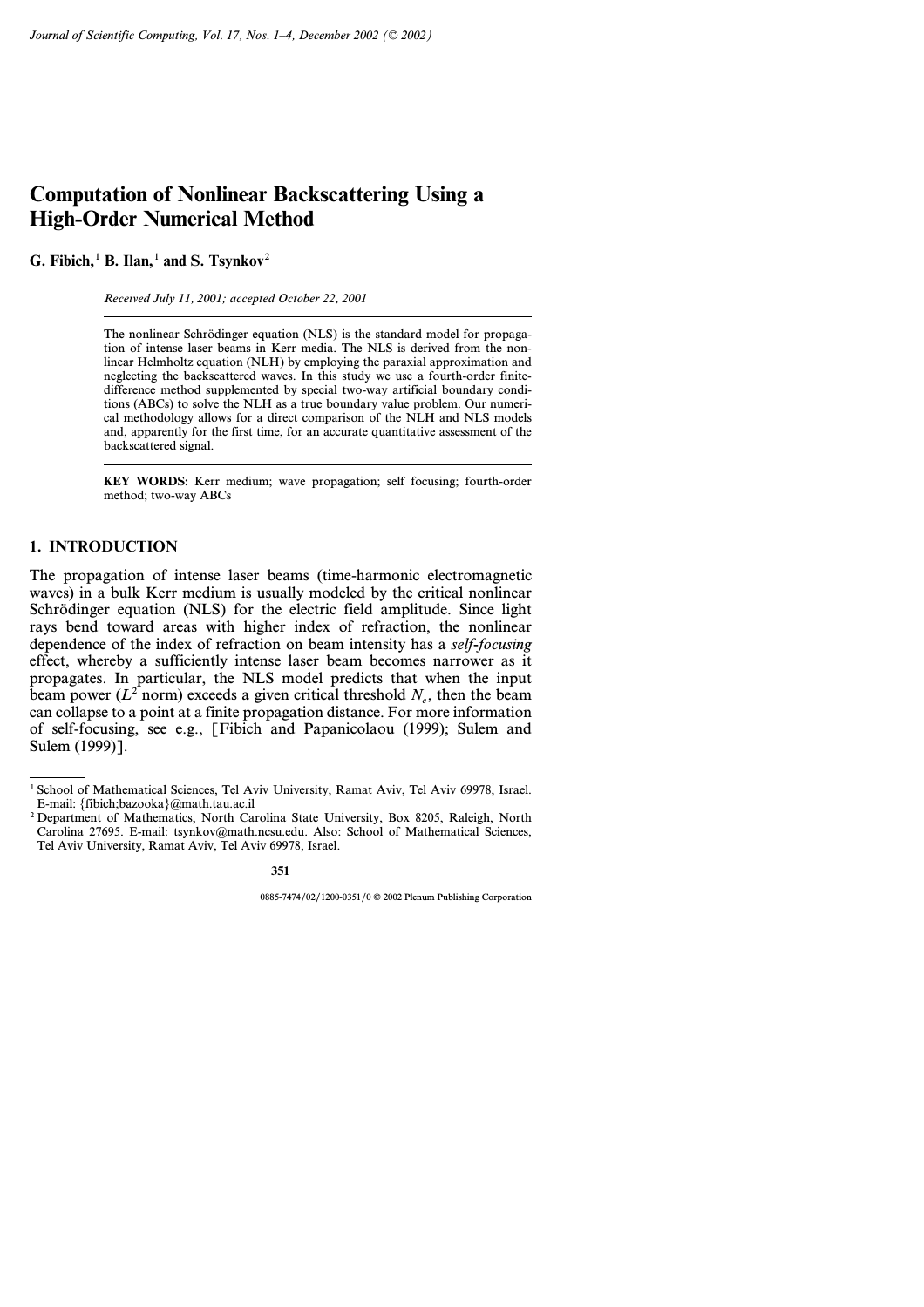// Computation of Nonlinear Backscattering Using a High-Order Numerical Method

# Computation of Nonlinear Backscattering Using a High-Order Numerical Method

**G. Fibich,**[1] **B. Ilan,**[1] **and S. Tsynkov**[2]

*Received July 11, 2001; accepted October 22, 2001*

The nonlinear Schrödinger equation (NLS) is the standard model for propagation of intense laser beams in Kerr media. The NLS is derived from the nonlinear Helmholtz equation (NLH) by employing the paraxial approximation and neglecting the backscattered waves. In this study we use a fourth-order finite-difference method supplemented by special two-way artificial boundary conditions (ABCs) to solve the NLH as a true boundary value problem. Our numerical methodology allows for a direct comparison of the NLH and NLS models and, apparently for the first time, for an accurate quantitative assessment of the backscattered signal.

**KEY WORDS:** Kerr medium; wave propagation; self focusing; fourth-order method; two-way ABCs

## 1. INTRODUCTION

The propagation of intense laser beams (time-harmonic electromagnetic waves) in a bulk Kerr medium is usually modeled by the critical nonlinear Schrödinger equation (NLS) for the electric field amplitude. Since light rays bend toward areas with higher index of refraction, the nonlinear dependence of the index of refraction on beam intensity has a *self-focusing* effect, whereby a sufficiently intense laser beam becomes narrower as it propagates. In particular, the NLS model predicts that when the input beam power ($L^2$ norm) exceeds a given critical threshold $N_c$, then the beam can collapse to a point at a finite propagation distance. For more information of self-focusing, see e.g., [Fibich and Papanicolaou (1999); Sulem and Sulem (1999)].

---

[1] School of Mathematical Sciences, Tel Aviv University, Ramat Aviv, Tel Aviv 69978, Israel. E-mail: {fibich;bazooka}@math.tau.ac.il

[2] Department of Mathematics, North Carolina State University, Box 8205, Raleigh, North Carolina 27695. E-mail: tsynkov@math.ncsu.edu. Also: School of Mathematical Sciences, Tel Aviv University, Ramat Aviv, Tel Aviv 69978, Israel.

0885-7474/02/1200-0351/0 © 2002 Plenum Publishing Corporation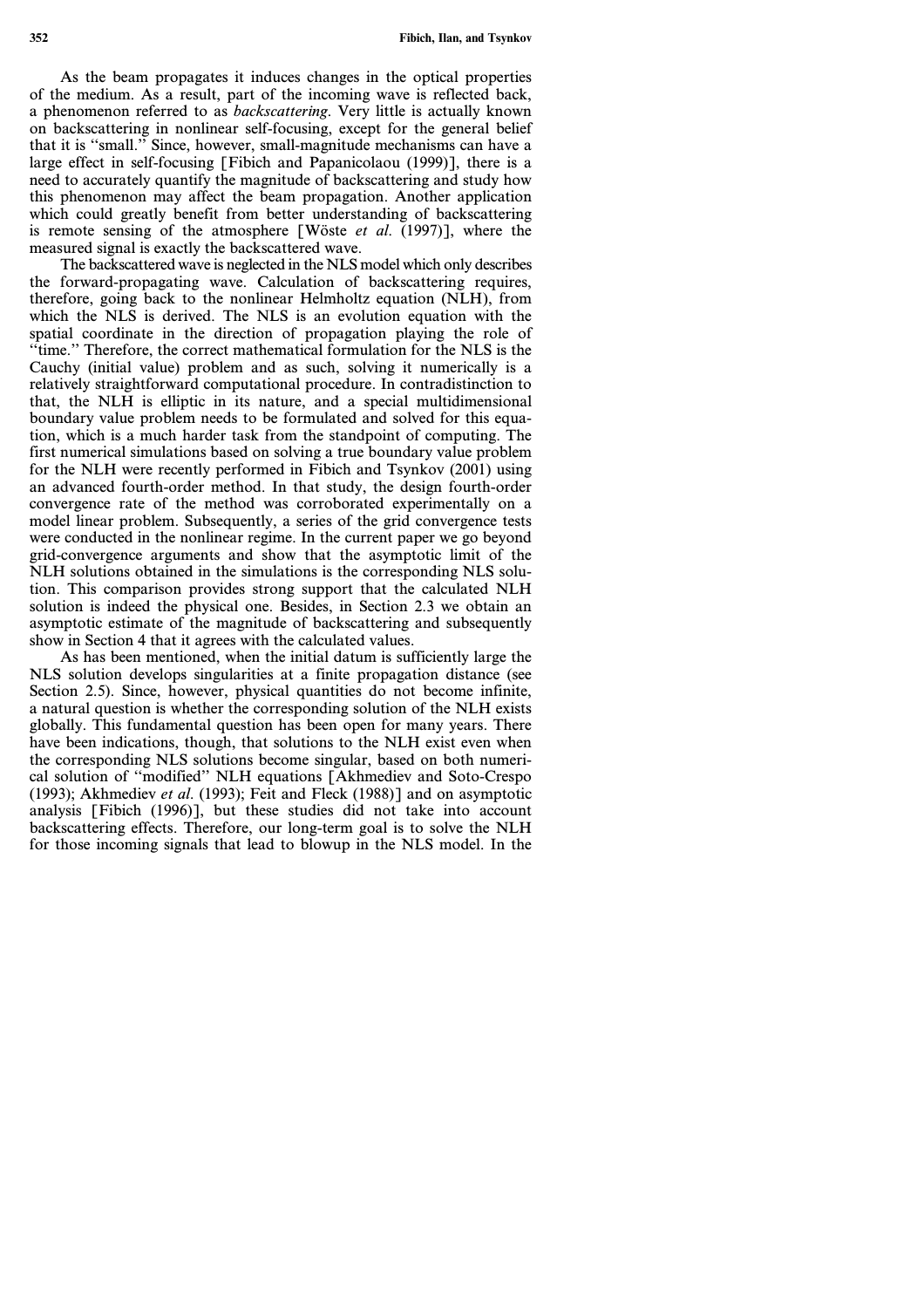As the beam propagates it induces changes in the optical properties of the medium. As a result, part of the incoming wave is reflected back, a phenomenon referred to as *backscattering*. Very little is actually known on backscattering in nonlinear self-focusing, except for the general belief that it is "small." Since, however, small-magnitude mechanisms can have a large effect in self-focusing [Fibich and Papanicolaou (1999)], there is a need to accurately quantify the magnitude of backscattering and study how this phenomenon may affect the beam propagation. Another application which could greatly benefit from better understanding of backscattering is remote sensing of the atmosphere [Wöste *et al.* (1997)], where the measured signal is exactly the backscattered wave.

The backscattered wave is neglected in the NLS model which only describes the forward-propagating wave. Calculation of backscattering requires, therefore, going back to the nonlinear Helmholtz equation (NLH), from which the NLS is derived. The NLS is an evolution equation with the spatial coordinate in the direction of propagation playing the role of "time." Therefore, the correct mathematical formulation for the NLS is the Cauchy (initial value) problem and as such, solving it numerically is a relatively straightforward computational procedure. In contradistinction to that, the NLH is elliptic in its nature, and a special multidimensional boundary value problem needs to be formulated and solved for this equation, which is a much harder task from the standpoint of computing. The first numerical simulations based on solving a true boundary value problem for the NLH were recently performed in Fibich and Tsynkov (2001) using an advanced fourth-order method. In that study, the design fourth-order convergence rate of the method was corroborated experimentally on a model linear problem. Subsequently, a series of the grid convergence tests were conducted in the nonlinear regime. In the current paper we go beyond grid-convergence arguments and show that the asymptotic limit of the NLH solutions obtained in the simulations is the corresponding NLS solution. This comparison provides strong support that the calculated NLH solution is indeed the physical one. Besides, in Section 2.3 we obtain an asymptotic estimate of the magnitude of backscattering and subsequently show in Section 4 that it agrees with the calculated values.

As has been mentioned, when the initial datum is sufficiently large the NLS solution develops singularities at a finite propagation distance (see Section 2.5). Since, however, physical quantities do not become infinite, a natural question is whether the corresponding solution of the NLH exists globally. This fundamental question has been open for many years. There have been indications, though, that solutions to the NLH exist even when the corresponding NLS solutions become singular, based on both numerical solution of "modified" NLH equations [Akhmediev and Soto-Crespo (1993); Akhmediev *et al.* (1993); Feit and Fleck (1988)] and on asymptotic analysis [Fibich (1996)], but these studies did not take into account backscattering effects. Therefore, our long-term goal is to solve the NLH for those incoming signals that lead to blowup in the NLS model. In the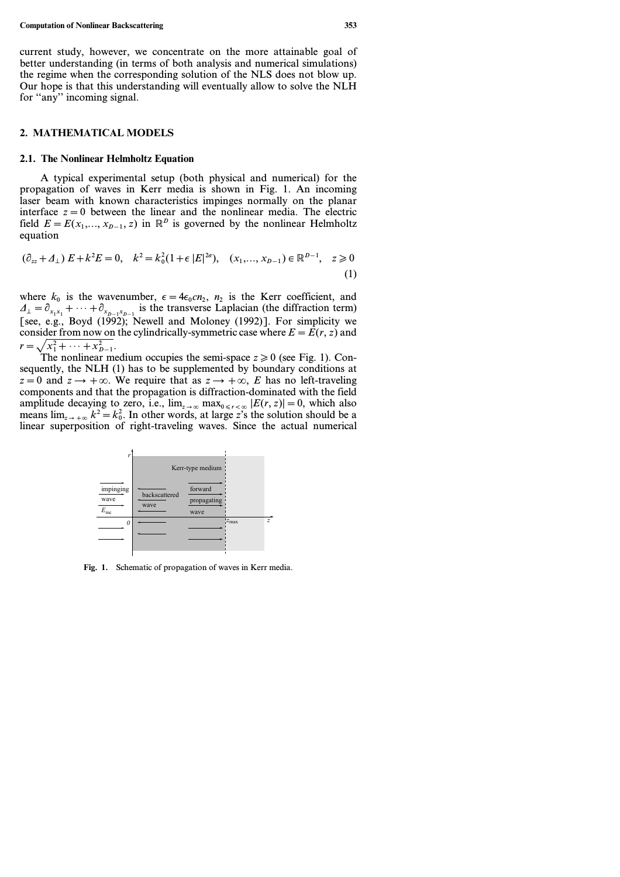current study, however, we concentrate on the more attainable goal of better understanding (in terms of both analysis and numerical simulations) the regime when the corresponding solution of the NLS does not blow up. Our hope is that this understanding will eventually allow to solve the NLH for "any" incoming signal.

## 2. MATHEMATICAL MODELS

### 2.1. The Nonlinear Helmholtz Equation

A typical experimental setup (both physical and numerical) for the propagation of waves in Kerr media is shown in Fig. 1. An incoming laser beam with known characteristics impinges normally on the planar interface $z = 0$ between the linear and the nonlinear media. The electric field $E = E(x_1, ..., x_{D-1}, z)$ in $\mathbb{R}^D$ is governed by the nonlinear Helmholtz equation

$$(\partial_{zz} + \Delta_\perp)\, E + k^2 E = 0, \quad k^2 = k_0^2(1 + \epsilon\, |E|^{2\sigma}), \quad (x_1, ..., x_{D-1}) \in \mathbb{R}^{D-1}, \quad z \geqslant 0 \tag{1}$$

where $k_0$ is the wavenumber, $\epsilon = 4\epsilon_0 c n_2$, $n_2$ is the Kerr coefficient, and $\Delta_\perp = \partial_{x_1 x_1} + \cdots + \partial_{x_{D-1} x_{D-1}}$ is the transverse Laplacian (the diffraction term) [see, e.g., Boyd (1992); Newell and Moloney (1992)]. For simplicity we consider from now on the cylindrically-symmetric case where $E = E(r, z)$ and $r = \sqrt{x_1^2 + \cdots + x_{D-1}^2}$.

The nonlinear medium occupies the semi-space $z \geqslant 0$ (see Fig. 1). Consequently, the NLH (1) has to be supplemented by boundary conditions at $z = 0$ and $z \longrightarrow +\infty$. We require that as $z \longrightarrow +\infty$, $E$ has no left-traveling components and that the propagation is diffraction-dominated with the field amplitude decaying to zero, i.e., $\lim_{z \to \infty} \max_{0 \leqslant r < \infty} |E(r, z)| = 0$, which also means $\lim_{z \to +\infty} k^2 = k_0^2$. In other words, at large $z$'s the solution should be a linear superposition of right-traveling waves. Since the actual numerical

**Fig. 1.** Schematic of propagation of waves in Kerr media.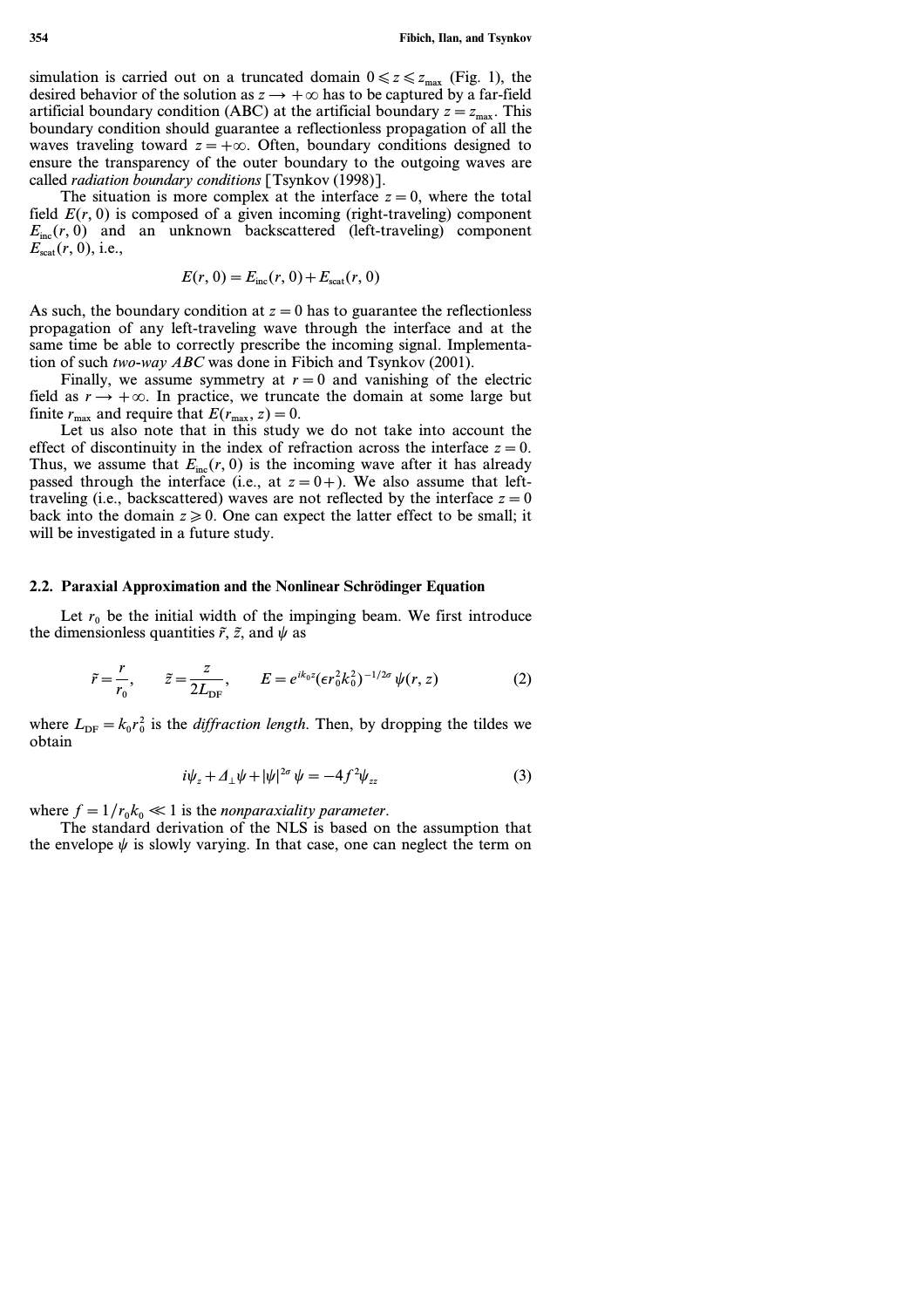simulation is carried out on a truncated domain $0 \leqslant z \leqslant z_{\max}$ (Fig. 1), the desired behavior of the solution as $z \longrightarrow +\infty$ has to be captured by a far-field artificial boundary condition (ABC) at the artificial boundary $z = z_{\max}$. This boundary condition should guarantee a reflectionless propagation of all the waves traveling toward $z = +\infty$. Often, boundary conditions designed to ensure the transparency of the outer boundary to the outgoing waves are called *radiation boundary conditions* [Tsynkov (1998)].

The situation is more complex at the interface $z = 0$, where the total field $E(r, 0)$ is composed of a given incoming (right-traveling) component $E_{\text{inc}}(r, 0)$ and an unknown backscattered (left-traveling) component $E_{\text{scat}}(r, 0)$, i.e.,

$$E(r, 0) = E_{\text{inc}}(r, 0) + E_{\text{scat}}(r, 0)$$

As such, the boundary condition at $z = 0$ has to guarantee the reflectionless propagation of any left-traveling wave through the interface and at the same time be able to correctly prescribe the incoming signal. Implementation of such *two-way ABC* was done in Fibich and Tsynkov (2001).

Finally, we assume symmetry at $r = 0$ and vanishing of the electric field as $r \longrightarrow +\infty$. In practice, we truncate the domain at some large but finite $r_{\max}$ and require that $E(r_{\max}, z) = 0$.

Let us also note that in this study we do not take into account the effect of discontinuity in the index of refraction across the interface $z = 0$. Thus, we assume that $E_{\text{inc}}(r, 0)$ is the incoming wave after it has already passed through the interface (i.e., at $z = 0+$). We also assume that left-traveling (i.e., backscattered) waves are not reflected by the interface $z = 0$ back into the domain $z \geqslant 0$. One can expect the latter effect to be small; it will be investigated in a future study.

## 2.2. Paraxial Approximation and the Nonlinear Schrödinger Equation

Let $r_0$ be the initial width of the impinging beam. We first introduce the dimensionless quantities $\tilde{r}$, $\tilde{z}$, and $\psi$ as

$$\tilde{r} = \frac{r}{r_0}, \qquad \tilde{z} = \frac{z}{2L_{\text{DF}}}, \qquad E = e^{ik_0 z}(\epsilon r_0^2 k_0^2)^{-1/2\sigma}\, \psi(r, z) \tag{2}$$

where $L_{\text{DF}} = k_0 r_0^2$ is the *diffraction length*. Then, by dropping the tildes we obtain

$$i\psi_z + \Delta_\perp \psi + |\psi|^{2\sigma} \psi = -4f^2 \psi_{zz} \tag{3}$$

where $f = 1/r_0 k_0 \ll 1$ is the *nonparaxiality parameter*.

The standard derivation of the NLS is based on the assumption that the envelope $\psi$ is slowly varying. In that case, one can neglect the term on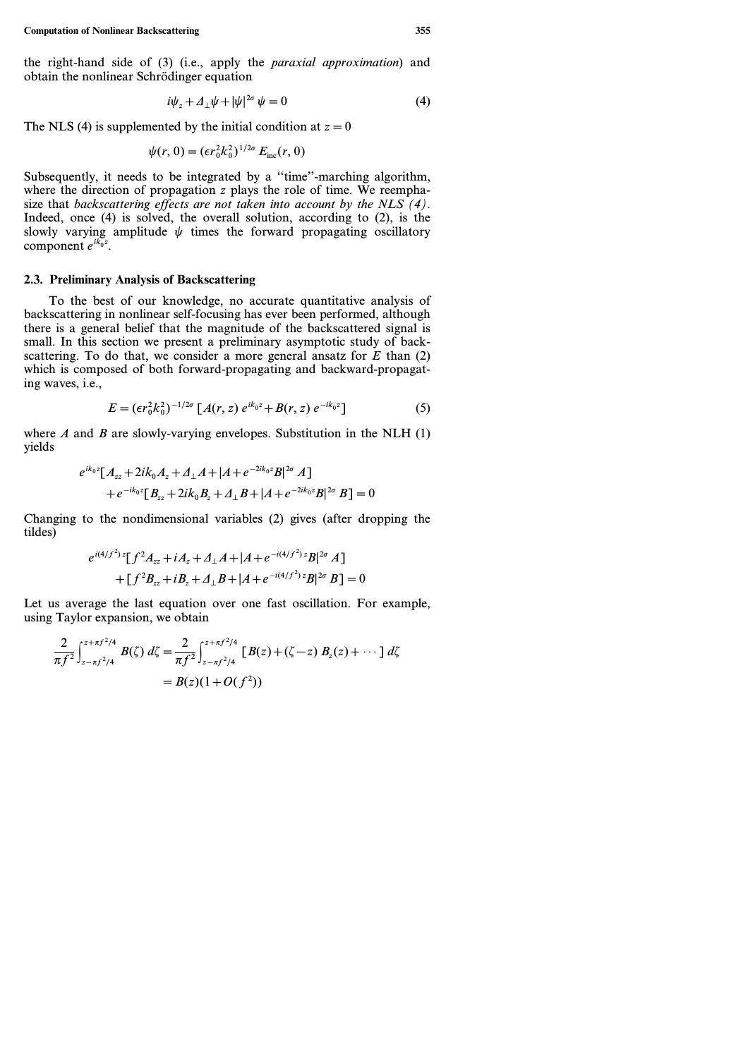the right-hand side of (3) (i.e., apply the *paraxial approximation*) and obtain the nonlinear Schrödinger equation

$$i\psi_z + \Delta_\perp \psi + |\psi|^{2\sigma}\, \psi = 0 \tag{4}$$

The NLS (4) is supplemented by the initial condition at $z = 0$

$$\psi(r, 0) = (\epsilon r_0^2 k_0^2)^{1/2\sigma}\, E_{\text{inc}}(r, 0)$$

Subsequently, it needs to be integrated by a "time"-marching algorithm, where the direction of propagation $z$ plays the role of time. We reemphasize that *backscattering effects are not taken into account by the NLS (4)*. Indeed, once (4) is solved, the overall solution, according to (2), is the slowly varying amplitude $\psi$ times the forward propagating oscillatory component $e^{ik_0 z}$.

### 2.3. Preliminary Analysis of Backscattering

To the best of our knowledge, no accurate quantitative analysis of backscattering in nonlinear self-focusing has ever been performed, although there is a general belief that the magnitude of the backscattered signal is small. In this section we present a preliminary asymptotic study of backscattering. To do that, we consider a more general ansatz for $E$ than (2) which is composed of both forward-propagating and backward-propagating waves, i.e.,

$$E = (\epsilon r_0^2 k_0^2)^{-1/2\sigma}\, [A(r, z)\, e^{ik_0 z} + B(r, z)\, e^{-ik_0 z}] \tag{5}$$

where $A$ and $B$ are slowly-varying envelopes. Substitution in the NLH (1) yields

$$\begin{aligned}
&e^{ik_0 z}[A_{zz} + 2ik_0 A_z + \Delta_\perp A + |A + e^{-2ik_0 z} B|^{2\sigma}\, A] \\
&\quad + e^{-ik_0 z}[B_{zz} + 2ik_0 B_z + \Delta_\perp B + |A + e^{-2ik_0 z} B|^{2\sigma}\, B] = 0
\end{aligned}$$

Changing to the nondimensional variables (2) gives (after dropping the tildes)

$$\begin{aligned}
&e^{i(4/f^2)z}[f^2 A_{zz} + iA_z + \Delta_\perp A + |A + e^{-i(4/f^2)z} B|^{2\sigma}\, A] \\
&\quad + [f^2 B_{zz} + iB_z + \Delta_\perp B + |A + e^{-i(4/f^2)z} B|^{2\sigma}\, B] = 0
\end{aligned}$$

Let us average the last equation over one fast oscillation. For example, using Taylor expansion, we obtain

$$\begin{aligned}
\frac{2}{\pi f^2} \int_{z - \pi f^2/4}^{z + \pi f^2/4} B(\zeta)\, d\zeta &= \frac{2}{\pi f^2} \int_{z - \pi f^2/4}^{z + \pi f^2/4} [B(z) + (\zeta - z)\, B_z(z) + \cdots]\, d\zeta \\
&= B(z)(1 + O(f^2))
\end{aligned}$$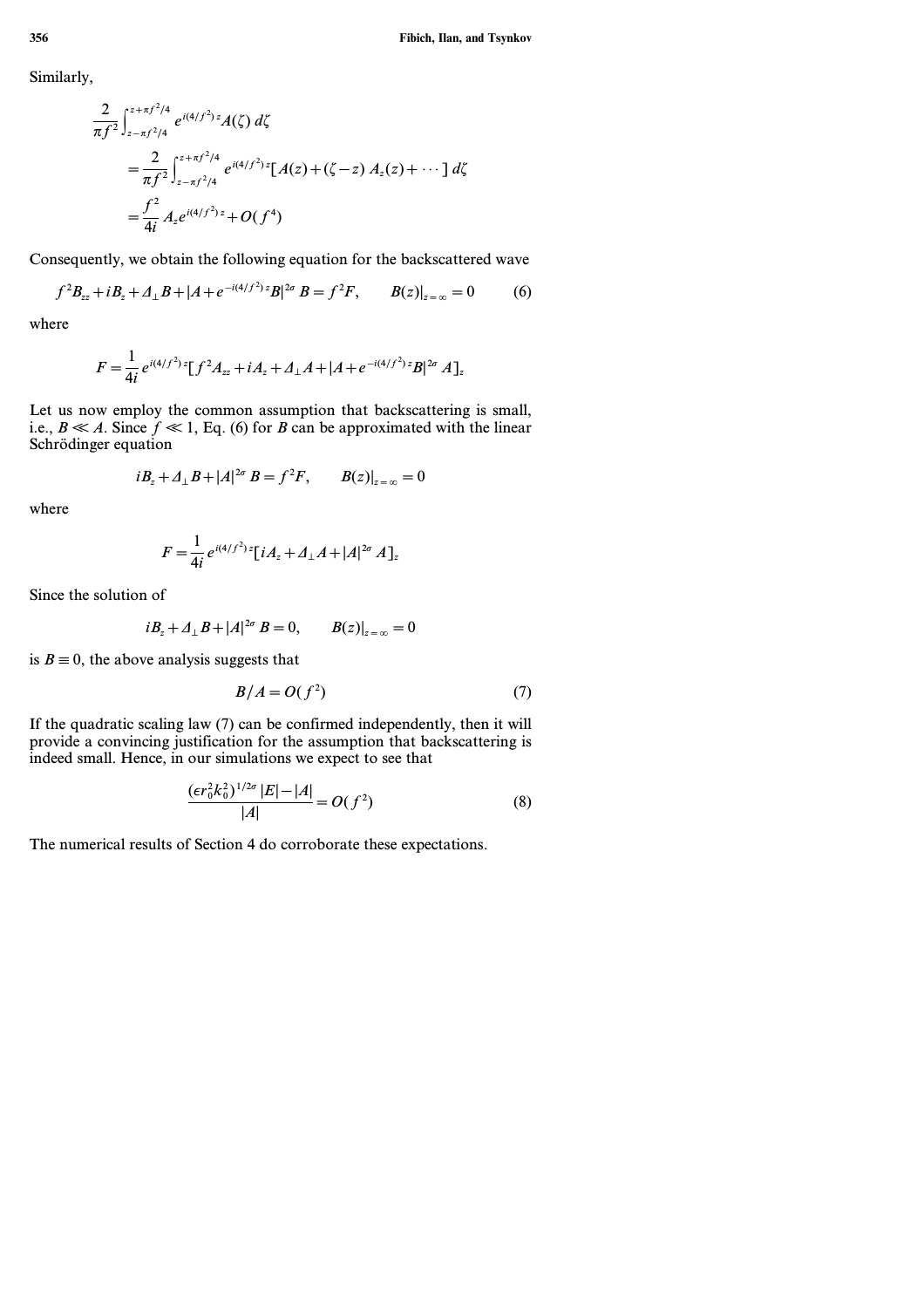Similarly,

$$
\begin{aligned}
&\frac{2}{\pi f^2} \int_{z-\pi f^2/4}^{z+\pi f^2/4} e^{i(4/f^2)z} A(\zeta)\, d\zeta \\
&\quad = \frac{2}{\pi f^2} \int_{z-\pi f^2/4}^{z+\pi f^2/4} e^{i(4/f^2)z} [A(z) + (\zeta - z)\, A_z(z) + \cdots]\, d\zeta \\
&\quad = \frac{f^2}{4i} A_z e^{i(4/f^2)z} + O(f^4)
\end{aligned}
$$

Consequently, we obtain the following equation for the backscattered wave

$$
f^2 B_{zz} + iB_z + \Delta_\perp B + |A + e^{-i(4/f^2)z} B|^{2\sigma} B = f^2 F, \qquad B(z)|_{z=\infty} = 0 \tag{6}
$$

where

$$
F = \frac{1}{4i} e^{i(4/f^2)z} [f^2 A_{zz} + iA_z + \Delta_\perp A + |A + e^{-i(4/f^2)z} B|^{2\sigma} A]_z
$$

Let us now employ the common assumption that backscattering is small, i.e., $B \ll A$. Since $f \ll 1$, Eq. (6) for $B$ can be approximated with the linear Schrödinger equation

$$
iB_z + \Delta_\perp B + |A|^{2\sigma} B = f^2 F, \qquad B(z)|_{z=\infty} = 0
$$

where

$$
F = \frac{1}{4i} e^{i(4/f^2)z} [iA_z + \Delta_\perp A + |A|^{2\sigma} A]_z
$$

Since the solution of

$$
iB_z + \Delta_\perp B + |A|^{2\sigma} B = 0, \qquad B(z)|_{z=\infty} = 0
$$

is $B \equiv 0$, the above analysis suggests that

$$
B/A = O(f^2) \tag{7}
$$

If the quadratic scaling law (7) can be confirmed independently, then it will provide a convincing justification for the assumption that backscattering is indeed small. Hence, in our simulations we expect to see that

$$
\frac{(\epsilon r_0^2 k_0^2)^{1/2\sigma} |E| - |A|}{|A|} = O(f^2) \tag{8}
$$

The numerical results of Section 4 do corroborate these expectations.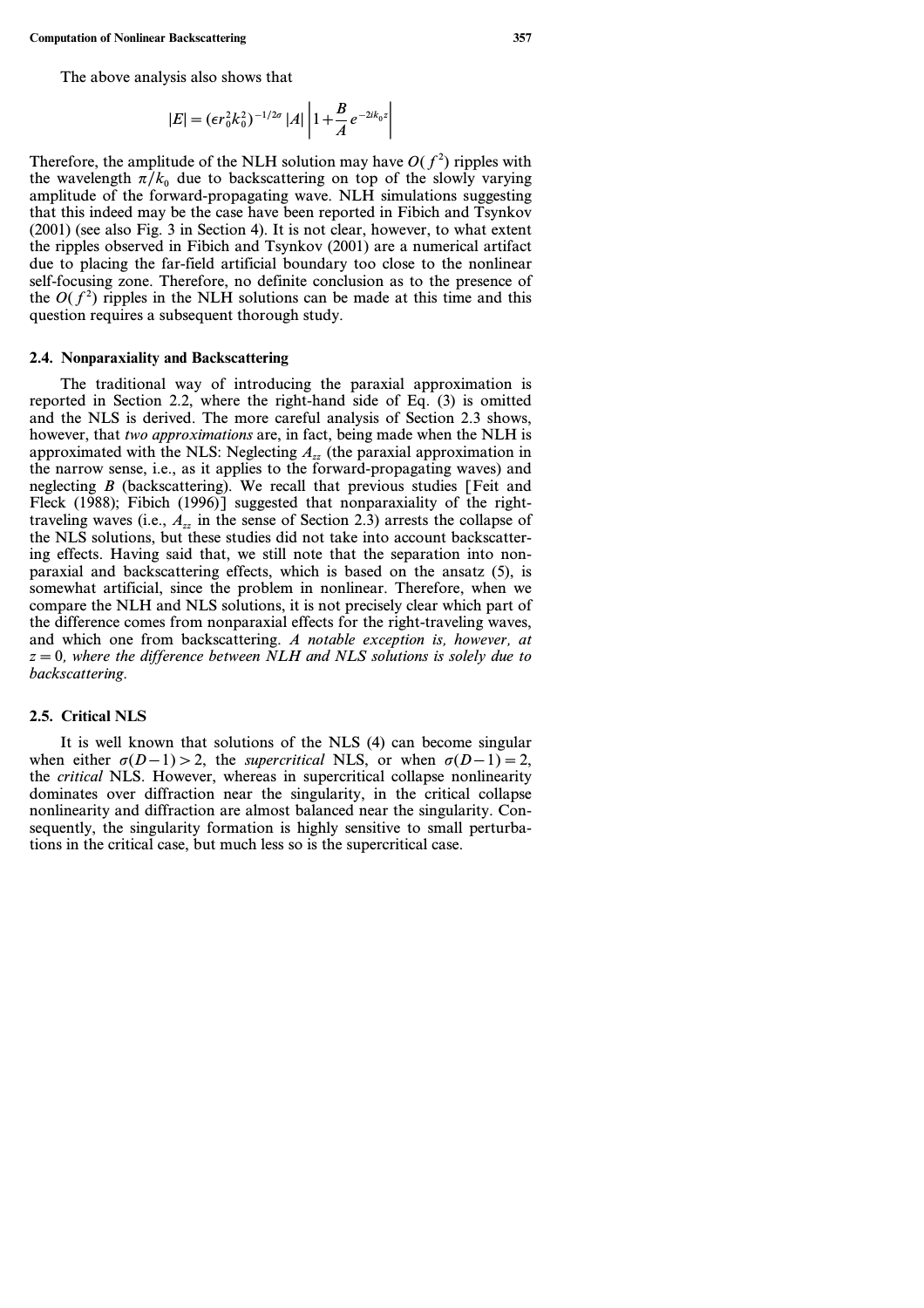The above analysis also shows that

$$|E| = (\epsilon r_0^2 k_0^2)^{-1/2\sigma} |A| \left| 1 + \frac{B}{A} e^{-2ik_0 z} \right|$$

Therefore, the amplitude of the NLH solution may have $O(f^2)$ ripples with the wavelength $\pi/k_0$ due to backscattering on top of the slowly varying amplitude of the forward-propagating wave. NLH simulations suggesting that this indeed may be the case have been reported in Fibich and Tsynkov (2001) (see also Fig. 3 in Section 4). It is not clear, however, to what extent the ripples observed in Fibich and Tsynkov (2001) are a numerical artifact due to placing the far-field artificial boundary too close to the nonlinear self-focusing zone. Therefore, no definite conclusion as to the presence of the $O(f^2)$ ripples in the NLH solutions can be made at this time and this question requires a subsequent thorough study.

### 2.4. Nonparaxiality and Backscattering

The traditional way of introducing the paraxial approximation is reported in Section 2.2, where the right-hand side of Eq. (3) is omitted and the NLS is derived. The more careful analysis of Section 2.3 shows, however, that *two approximations* are, in fact, being made when the NLH is approximated with the NLS: Neglecting $A_{zz}$ (the paraxial approximation in the narrow sense, i.e., as it applies to the forward-propagating waves) and neglecting $B$ (backscattering). We recall that previous studies [Feit and Fleck (1988); Fibich (1996)] suggested that nonparaxiality of the right-traveling waves (i.e., $A_{zz}$ in the sense of Section 2.3) arrests the collapse of the NLS solutions, but these studies did not take into account backscattering effects. Having said that, we still note that the separation into non-paraxial and backscattering effects, which is based on the ansatz (5), is somewhat artificial, since the problem in nonlinear. Therefore, when we compare the NLH and NLS solutions, it is not precisely clear which part of the difference comes from nonparaxial effects for the right-traveling waves, and which one from backscattering. *A notable exception is, however, at $z = 0$, where the difference between NLH and NLS solutions is solely due to backscattering.*

### 2.5. Critical NLS

It is well known that solutions of the NLS (4) can become singular when either $\sigma(D-1) > 2$, the *supercritical* NLS, or when $\sigma(D-1) = 2$, the *critical* NLS. However, whereas in supercritical collapse nonlinearity dominates over diffraction near the singularity, in the critical collapse nonlinearity and diffraction are almost balanced near the singularity. Consequently, the singularity formation is highly sensitive to small perturbations in the critical case, but much less so is the supercritical case.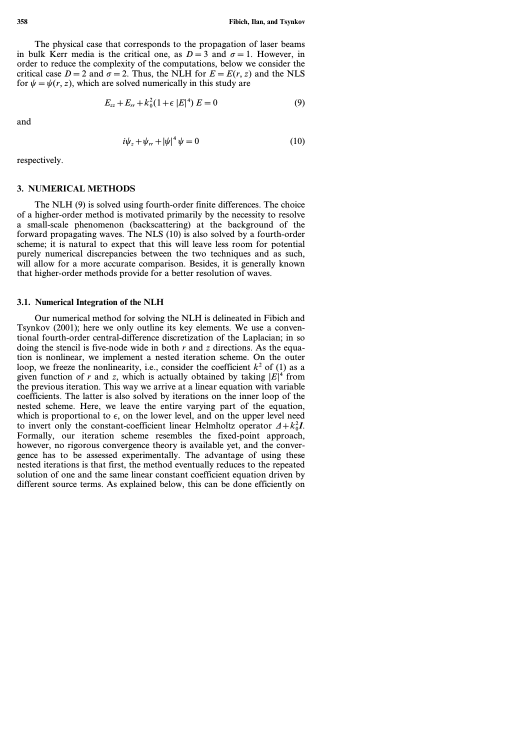The physical case that corresponds to the propagation of laser beams in bulk Kerr media is the critical one, as $D=3$ and $\sigma=1$. However, in order to reduce the complexity of the computations, below we consider the critical case $D=2$ and $\sigma=2$. Thus, the NLH for $E=E(r,z)$ and the NLS for $\psi=\psi(r,z)$, which are solved numerically in this study are

$$E_{zz}+E_{rr}+k_0^2(1+\epsilon\,|E|^4)\,E=0 \tag{9}$$

and

$$i\psi_z+\psi_{rr}+|\psi|^4\,\psi=0 \tag{10}$$

respectively.

## 3. NUMERICAL METHODS

The NLH (9) is solved using fourth-order finite differences. The choice of a higher-order method is motivated primarily by the necessity to resolve a small-scale phenomenon (backscattering) at the background of the forward propagating waves. The NLS (10) is also solved by a fourth-order scheme; it is natural to expect that this will leave less room for potential purely numerical discrepancies between the two techniques and as such, will allow for a more accurate comparison. Besides, it is generally known that higher-order methods provide for a better resolution of waves.

### 3.1. Numerical Integration of the NLH

Our numerical method for solving the NLH is delineated in Fibich and Tsynkov (2001); here we only outline its key elements. We use a conventional fourth-order central-difference discretization of the Laplacian; in so doing the stencil is five-node wide in both $r$ and $z$ directions. As the equation is nonlinear, we implement a nested iteration scheme. On the outer loop, we freeze the nonlinearity, i.e., consider the coefficient $k^2$ of (1) as a given function of $r$ and $z$, which is actually obtained by taking $|E|^4$ from the previous iteration. This way we arrive at a linear equation with variable coefficients. The latter is also solved by iterations on the inner loop of the nested scheme. Here, we leave the entire varying part of the equation, which is proportional to $\epsilon$, on the lower level, and on the upper level need to invert only the constant-coefficient linear Helmholtz operator $\Delta+k_0^2\boldsymbol{I}$. Formally, our iteration scheme resembles the fixed-point approach, however, no rigorous convergence theory is available yet, and the convergence has to be assessed experimentally. The advantage of using these nested iterations is that first, the method eventually reduces to the repeated solution of one and the same linear constant coefficient equation driven by different source terms. As explained below, this can be done efficiently on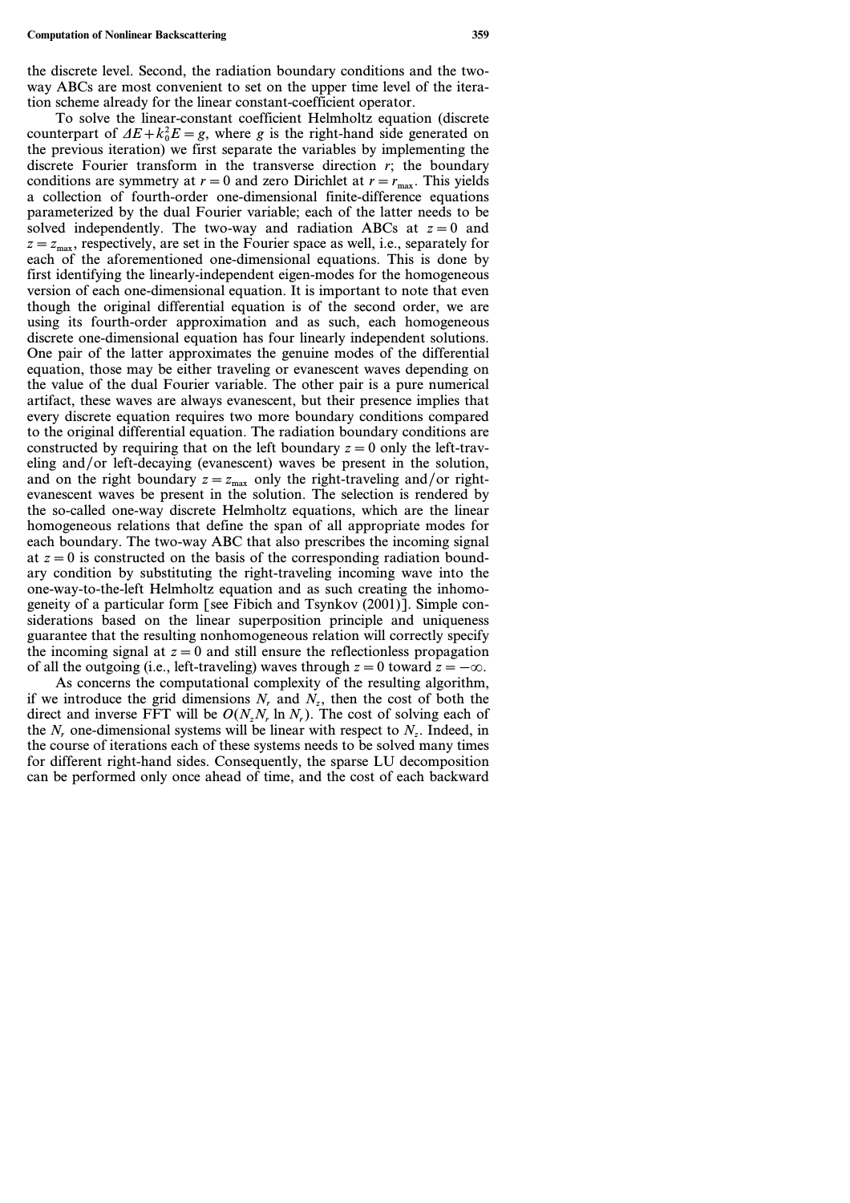the discrete level. Second, the radiation boundary conditions and the two-way ABCs are most convenient to set on the upper time level of the iteration scheme already for the linear constant-coefficient operator.

To solve the linear-constant coefficient Helmholtz equation (discrete counterpart of $\Delta E + k_0^2 E = g$, where $g$ is the right-hand side generated on the previous iteration) we first separate the variables by implementing the discrete Fourier transform in the transverse direction $r$; the boundary conditions are symmetry at $r = 0$ and zero Dirichlet at $r = r_{\max}$. This yields a collection of fourth-order one-dimensional finite-difference equations parameterized by the dual Fourier variable; each of the latter needs to be solved independently. The two-way and radiation ABCs at $z = 0$ and $z = z_{\max}$, respectively, are set in the Fourier space as well, i.e., separately for each of the aforementioned one-dimensional equations. This is done by first identifying the linearly-independent eigen-modes for the homogeneous version of each one-dimensional equation. It is important to note that even though the original differential equation is of the second order, we are using its fourth-order approximation and as such, each homogeneous discrete one-dimensional equation has four linearly independent solutions. One pair of the latter approximates the genuine modes of the differential equation, those may be either traveling or evanescent waves depending on the value of the dual Fourier variable. The other pair is a pure numerical artifact, these waves are always evanescent, but their presence implies that every discrete equation requires two more boundary conditions compared to the original differential equation. The radiation boundary conditions are constructed by requiring that on the left boundary $z = 0$ only the left-traveling and/or left-decaying (evanescent) waves be present in the solution, and on the right boundary $z = z_{\max}$ only the right-traveling and/or right-evanescent waves be present in the solution. The selection is rendered by the so-called one-way discrete Helmholtz equations, which are the linear homogeneous relations that define the span of all appropriate modes for each boundary. The two-way ABC that also prescribes the incoming signal at $z = 0$ is constructed on the basis of the corresponding radiation boundary condition by substituting the right-traveling incoming wave into the one-way-to-the-left Helmholtz equation and as such creating the inhomogeneity of a particular form [see Fibich and Tsynkov (2001)]. Simple considerations based on the linear superposition principle and uniqueness guarantee that the resulting nonhomogeneous relation will correctly specify the incoming signal at $z = 0$ and still ensure the reflectionless propagation of all the outgoing (i.e., left-traveling) waves through $z = 0$ toward $z = -\infty$.

As concerns the computational complexity of the resulting algorithm, if we introduce the grid dimensions $N_r$ and $N_z$, then the cost of both the direct and inverse FFT will be $O(N_z N_r \ln N_r)$. The cost of solving each of the $N_r$ one-dimensional systems will be linear with respect to $N_z$. Indeed, in the course of iterations each of these systems needs to be solved many times for different right-hand sides. Consequently, the sparse LU decomposition can be performed only once ahead of time, and the cost of each backward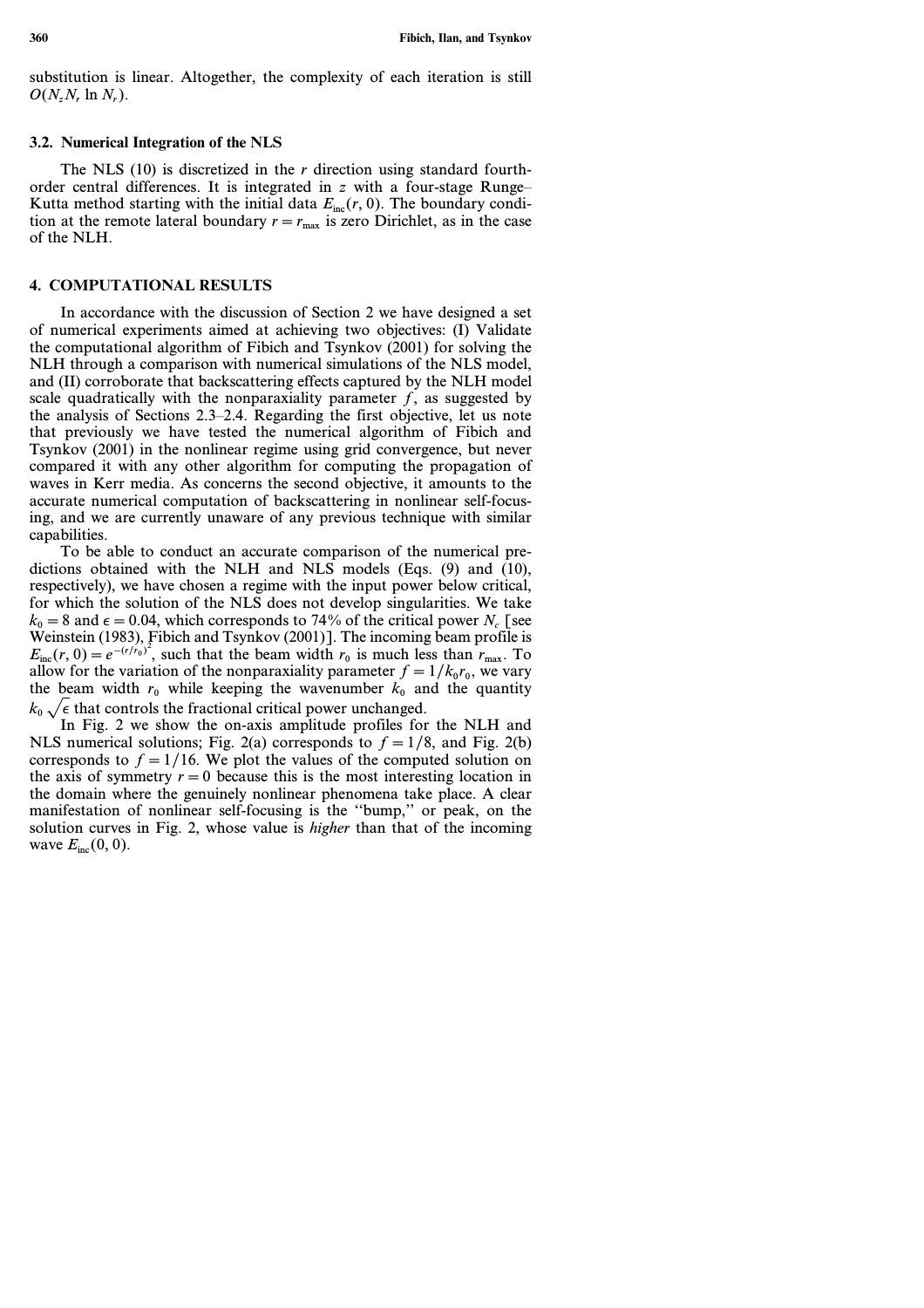substitution is linear. Altogether, the complexity of each iteration is still $O(N_z N_r \ln N_r)$.

### 3.2. Numerical Integration of the NLS

The NLS (10) is discretized in the $r$ direction using standard fourth-order central differences. It is integrated in $z$ with a four-stage Runge–Kutta method starting with the initial data $E_{\text{inc}}(r, 0)$. The boundary condition at the remote lateral boundary $r = r_{\max}$ is zero Dirichlet, as in the case of the NLH.

## 4. COMPUTATIONAL RESULTS

In accordance with the discussion of Section 2 we have designed a set of numerical experiments aimed at achieving two objectives: (I) Validate the computational algorithm of Fibich and Tsynkov (2001) for solving the NLH through a comparison with numerical simulations of the NLS model, and (II) corroborate that backscattering effects captured by the NLH model scale quadratically with the nonparaxiality parameter $f$, as suggested by the analysis of Sections 2.3–2.4. Regarding the first objective, let us note that previously we have tested the numerical algorithm of Fibich and Tsynkov (2001) in the nonlinear regime using grid convergence, but never compared it with any other algorithm for computing the propagation of waves in Kerr media. As concerns the second objective, it amounts to the accurate numerical computation of backscattering in nonlinear self-focusing, and we are currently unaware of any previous technique with similar capabilities.

To be able to conduct an accurate comparison of the numerical predictions obtained with the NLH and NLS models (Eqs. (9) and (10), respectively), we have chosen a regime with the input power below critical, for which the solution of the NLS does not develop singularities. We take $k_0 = 8$ and $\epsilon = 0.04$, which corresponds to 74% of the critical power $N_c$ [see Weinstein (1983), Fibich and Tsynkov (2001)]. The incoming beam profile is $E_{\text{inc}}(r, 0) = e^{-(r/r_0)^2}$, such that the beam width $r_0$ is much less than $r_{\max}$. To allow for the variation of the nonparaxiality parameter $f = 1/k_0 r_0$, we vary the beam width $r_0$ while keeping the wavenumber $k_0$ and the quantity $k_0 \sqrt{\epsilon}$ that controls the fractional critical power unchanged.

In Fig. 2 we show the on-axis amplitude profiles for the NLH and NLS numerical solutions; Fig. 2(a) corresponds to $f = 1/8$, and Fig. 2(b) corresponds to $f = 1/16$. We plot the values of the computed solution on the axis of symmetry $r = 0$ because this is the most interesting location in the domain where the genuinely nonlinear phenomena take place. A clear manifestation of nonlinear self-focusing is the "bump," or peak, on the solution curves in Fig. 2, whose value is *higher* than that of the incoming wave $E_{\text{inc}}(0, 0)$.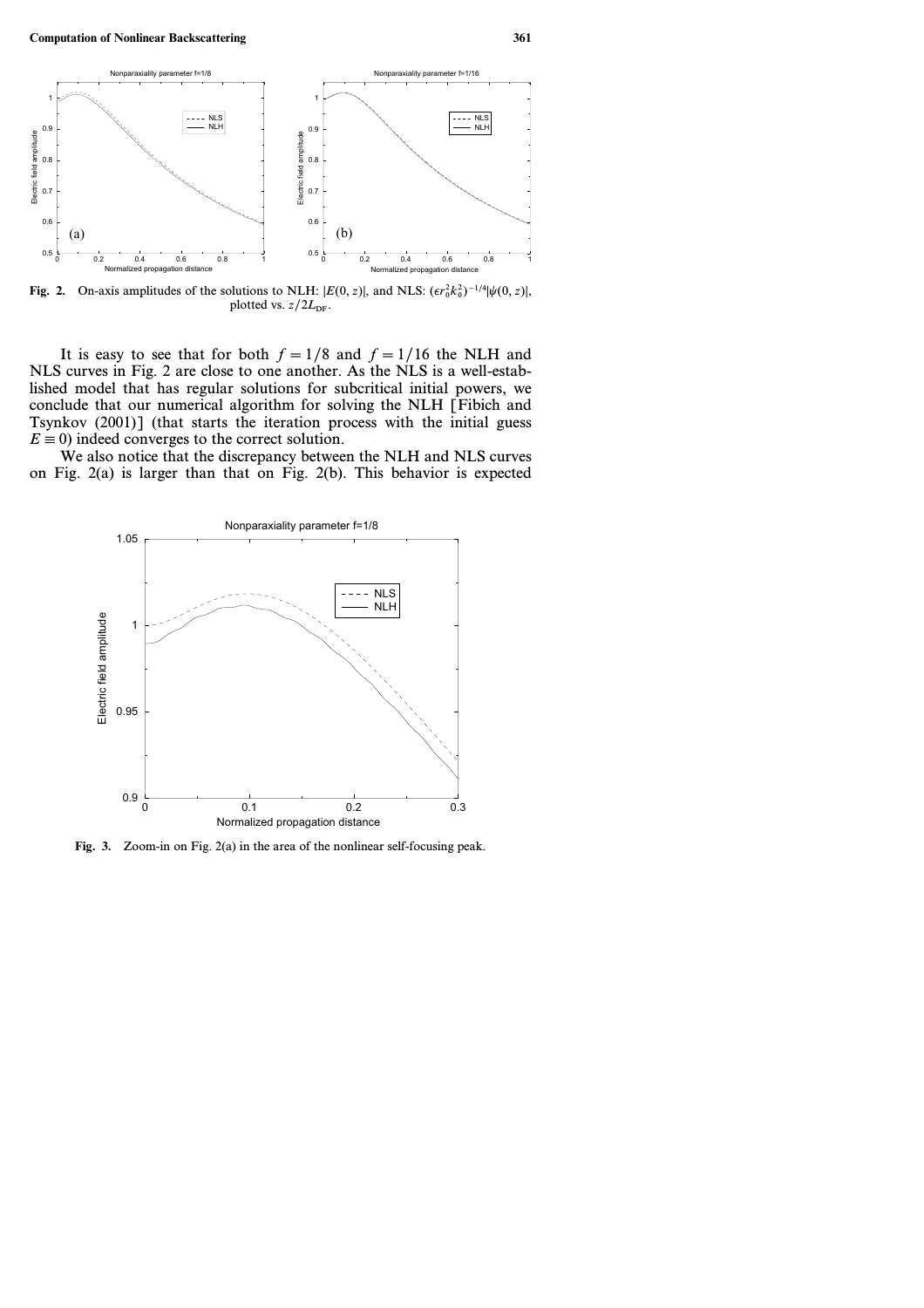**Fig. 2.** On-axis amplitudes of the solutions to NLH: $|E(0, z)|$, and NLS: $(\epsilon r_0^2 k_0^2)^{-1/4}|\psi(0, z)|$, plotted vs. $z/2L_{\text{DF}}$.

It is easy to see that for both $f = 1/8$ and $f = 1/16$ the NLH and NLS curves in Fig. 2 are close to one another. As the NLS is a well-established model that has regular solutions for subcritical initial powers, we conclude that our numerical algorithm for solving the NLH [Fibich and Tsynkov (2001)] (that starts the iteration process with the initial guess $E \equiv 0$) indeed converges to the correct solution.

We also notice that the discrepancy between the NLH and NLS curves on Fig. 2(a) is larger than that on Fig. 2(b). This behavior is expected

**Fig. 3.** Zoom-in on Fig. 2(a) in the area of the nonlinear self-focusing peak.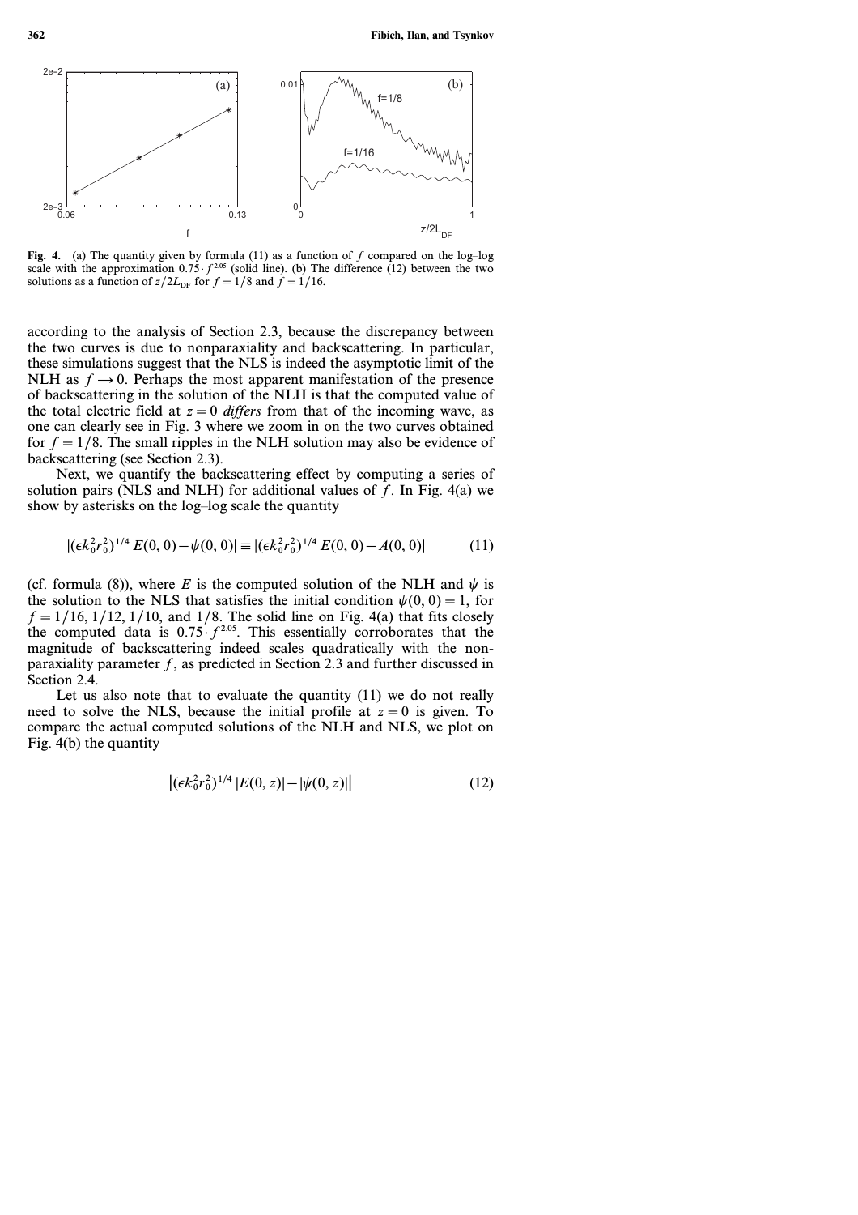**Fig. 4.** (a) The quantity given by formula (11) as a function of $f$ compared on the log–log scale with the approximation $0.75 \cdot f^{2.05}$ (solid line). (b) The difference (12) between the two solutions as a function of $z/2L_{\mathrm{DF}}$ for $f = 1/8$ and $f = 1/16$.

according to the analysis of Section 2.3, because the discrepancy between the two curves is due to nonparaxiality and backscattering. In particular, these simulations suggest that the NLS is indeed the asymptotic limit of the NLH as $f \to 0$. Perhaps the most apparent manifestation of the presence of backscattering in the solution of the NLH is that the computed value of the total electric field at $z = 0$ *differs* from that of the incoming wave, as one can clearly see in Fig. 3 where we zoom in on the two curves obtained for $f = 1/8$. The small ripples in the NLH solution may also be evidence of backscattering (see Section 2.3).

Next, we quantify the backscattering effect by computing a series of solution pairs (NLS and NLH) for additional values of $f$. In Fig. 4(a) we show by asterisks on the log–log scale the quantity

$$|(\epsilon k_0^2 r_0^2)^{1/4} E(0, 0) - \psi(0, 0)| \equiv |(\epsilon k_0^2 r_0^2)^{1/4} E(0, 0) - A(0, 0)| \tag{11}$$

(cf. formula (8)), where $E$ is the computed solution of the NLH and $\psi$ is the solution to the NLS that satisfies the initial condition $\psi(0, 0) = 1$, for $f = 1/16, 1/12, 1/10$, and $1/8$. The solid line on Fig. 4(a) that fits closely the computed data is $0.75 \cdot f^{2.05}$. This essentially corroborates that the magnitude of backscattering indeed scales quadratically with the nonparaxiality parameter $f$, as predicted in Section 2.3 and further discussed in Section 2.4.

Let us also note that to evaluate the quantity (11) we do not really need to solve the NLS, because the initial profile at $z = 0$ is given. To compare the actual computed solutions of the NLH and NLS, we plot on Fig. 4(b) the quantity

$$\left| (\epsilon k_0^2 r_0^2)^{1/4} |E(0, z)| - |\psi(0, z)| \right| \tag{12}$$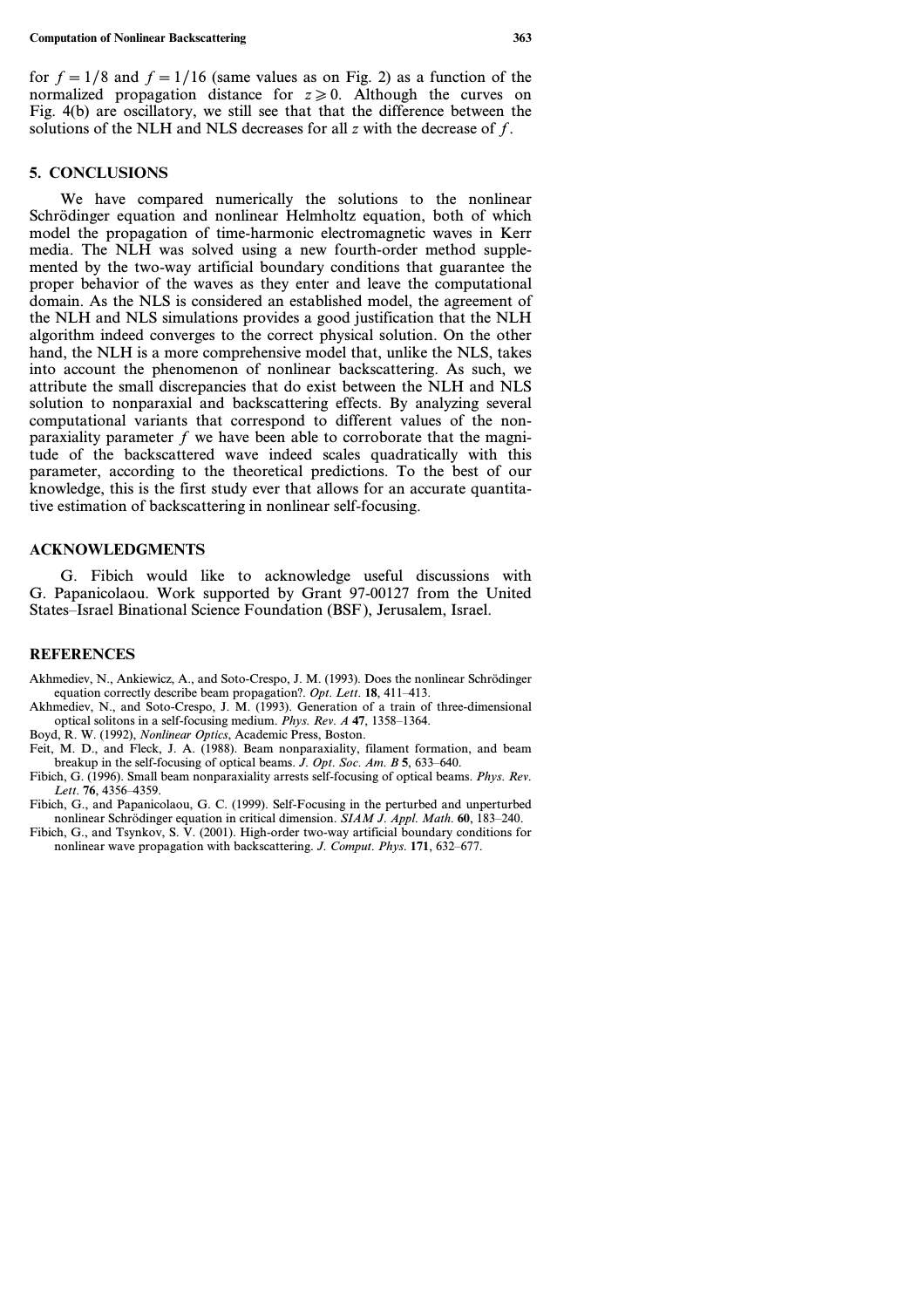for $f = 1/8$ and $f = 1/16$ (same values as on Fig. 2) as a function of the normalized propagation distance for $z \geqslant 0$. Although the curves on Fig. 4(b) are oscillatory, we still see that that the difference between the solutions of the NLH and NLS decreases for all $z$ with the decrease of $f$.

## 5. CONCLUSIONS

We have compared numerically the solutions to the nonlinear Schrödinger equation and nonlinear Helmholtz equation, both of which model the propagation of time-harmonic electromagnetic waves in Kerr media. The NLH was solved using a new fourth-order method supplemented by the two-way artificial boundary conditions that guarantee the proper behavior of the waves as they enter and leave the computational domain. As the NLS is considered an established model, the agreement of the NLH and NLS simulations provides a good justification that the NLH algorithm indeed converges to the correct physical solution. On the other hand, the NLH is a more comprehensive model that, unlike the NLS, takes into account the phenomenon of nonlinear backscattering. As such, we attribute the small discrepancies that do exist between the NLH and NLS solution to nonparaxial and backscattering effects. By analyzing several computational variants that correspond to different values of the nonparaxiality parameter $f$ we have been able to corroborate that the magnitude of the backscattered wave indeed scales quadratically with this parameter, according to the theoretical predictions. To the best of our knowledge, this is the first study ever that allows for an accurate quantitative estimation of backscattering in nonlinear self-focusing.

## ACKNOWLEDGMENTS

G. Fibich would like to acknowledge useful discussions with G. Papanicolaou. Work supported by Grant 97-00127 from the United States–Israel Binational Science Foundation (BSF), Jerusalem, Israel.

## REFERENCES

Akhmediev, N., Ankiewicz, A., and Soto-Crespo, J. M. (1993). Does the nonlinear Schrödinger equation correctly describe beam propagation?. *Opt. Lett.* **18**, 411–413.

Akhmediev, N., and Soto-Crespo, J. M. (1993). Generation of a train of three-dimensional optical solitons in a self-focusing medium. *Phys. Rev. A* **47**, 1358–1364.

Boyd, R. W. (1992), *Nonlinear Optics*, Academic Press, Boston.

Feit, M. D., and Fleck, J. A. (1988). Beam nonparaxiality, filament formation, and beam breakup in the self-focusing of optical beams. *J. Opt. Soc. Am. B* **5**, 633–640.

Fibich, G. (1996). Small beam nonparaxiality arrests self-focusing of optical beams. *Phys. Rev. Lett.* **76**, 4356–4359.

Fibich, G., and Papanicolaou, G. C. (1999). Self-Focusing in the perturbed and unperturbed nonlinear Schrödinger equation in critical dimension. *SIAM J. Appl. Math.* **60**, 183–240.

Fibich, G., and Tsynkov, S. V. (2001). High-order two-way artificial boundary conditions for nonlinear wave propagation with backscattering. *J. Comput. Phys.* **171**, 632–677.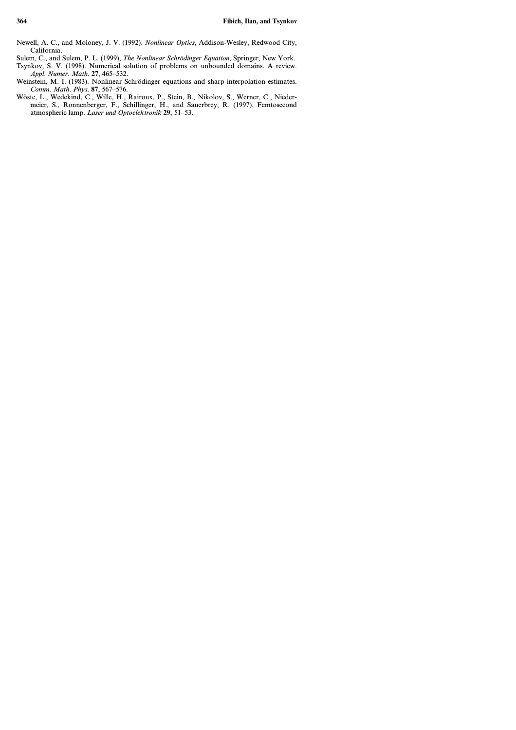Newell, A. C., and Moloney, J. V. (1992). *Nonlinear Optics*, Addison-Wesley, Redwood City, California.

Sulem, C., and Sulem, P. L. (1999), *The Nonlinear Schrödinger Equation*, Springer, New York.

Tsynkov, S. V. (1998). Numerical solution of problems on unbounded domains. A review. *Appl. Numer. Math.* **27**, 465–532.

Weinstein, M. I. (1983). Nonlinear Schrödinger equations and sharp interpolation estimates. *Comm. Math. Phys.* **87**, 567–576.

Wöste, L., Wedekind, C., Wille, H., Rairoux, P., Stein, B., Nikolov, S., Werner, C., Niedermeier, S., Ronnenberger, F., Schillinger, H., and Sauerbrey, R. (1997). Femtosecond atmospheric lamp. *Laser und Optoelektronik* **29**, 51–53.